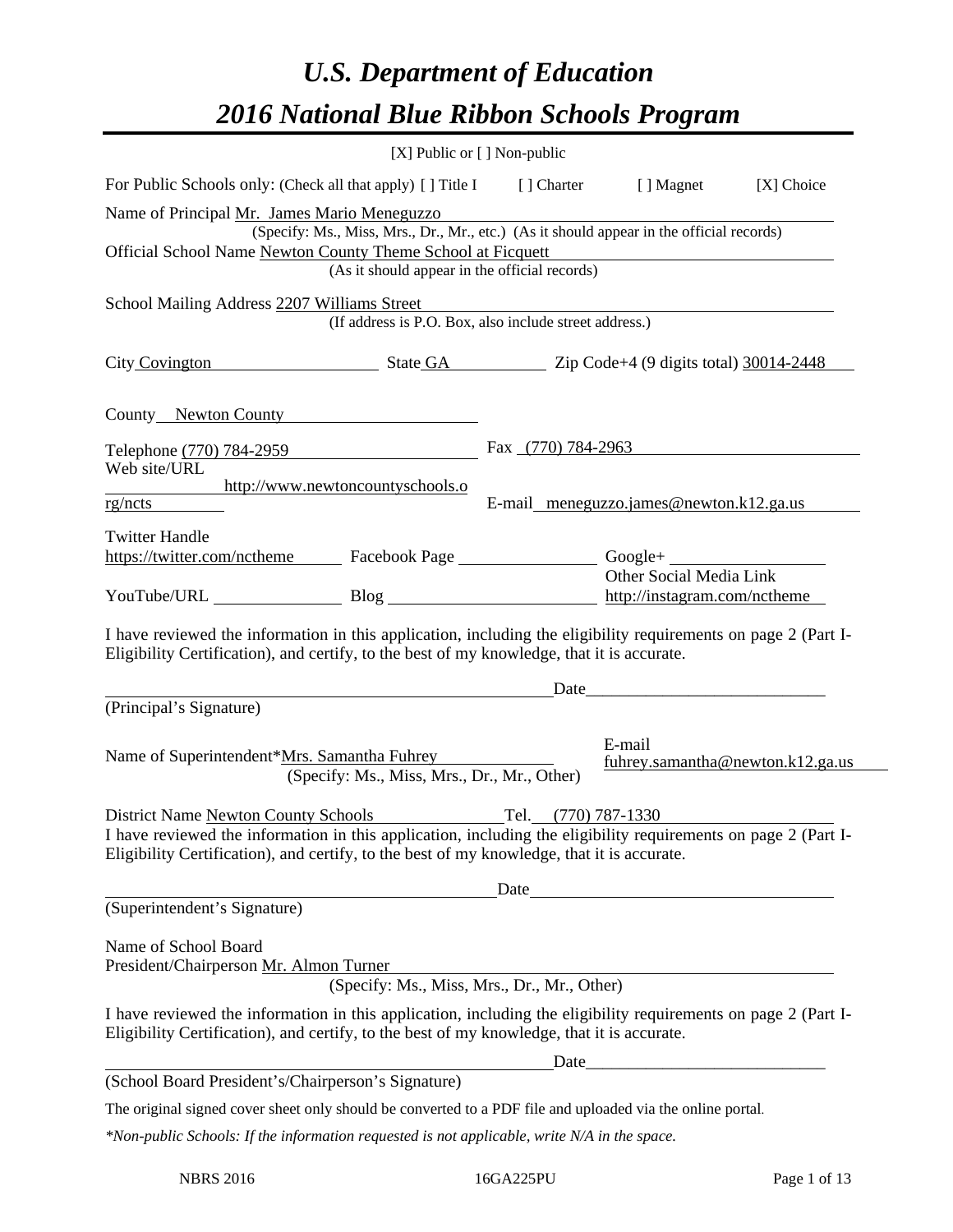# *U.S. Department of Education*

# *2016 National Blue Ribbon Schools Program*

[X] Public or [ ] Non-public

For Public Schools only: (Check all that apply) [ ] Title I [ ] Charter [ ] Magnet [X] Choice

Name of Principal Mr. James Mario Meneguzzo
(Specify: Ms., Miss, Mrs., Dr., Mr., etc.) (As it should appear in the official records)

Official School Name Newton County Theme School at Ficquett
(As it should appear in the official records)

School Mailing Address 2207 Williams Street
(If address is P.O. Box, also include street address.)

City Covington State GA Zip Code+4 (9 digits total) 30014-2448

County Newton County

Telephone (770) 784-2959 Fax (770) 784-2963

Web site/URL http://www.newtoncountyschools.org/ncts E-mail meneguzzo.james@newton.k12.ga.us

Twitter Handle https://twitter.com/nctheme Facebook Page Google+

YouTube/URL Blog Other Social Media Link http://instagram.com/nctheme

I have reviewed the information in this application, including the eligibility requirements on page 2 (Part I-Eligibility Certification), and certify, to the best of my knowledge, that it is accurate.

_______________________________ Date_______________
(Principal's Signature)

Name of Superintendent*Mrs. Samantha Fuhrey E-mail fuhrey.samantha@newton.k12.ga.us
(Specify: Ms., Miss, Mrs., Dr., Mr., Other)

District Name Newton County Schools Tel. (770) 787-1330

I have reviewed the information in this application, including the eligibility requirements on page 2 (Part I-Eligibility Certification), and certify, to the best of my knowledge, that it is accurate.

_______________________________ Date_______________
(Superintendent's Signature)

Name of School Board
President/Chairperson Mr. Almon Turner
(Specify: Ms., Miss, Mrs., Dr., Mr., Other)

I have reviewed the information in this application, including the eligibility requirements on page 2 (Part I-Eligibility Certification), and certify, to the best of my knowledge, that it is accurate.

_______________________________ Date_______________
(School Board President's/Chairperson's Signature)

The original signed cover sheet only should be converted to a PDF file and uploaded via the online portal.

*\*Non-public Schools: If the information requested is not applicable, write N/A in the space.*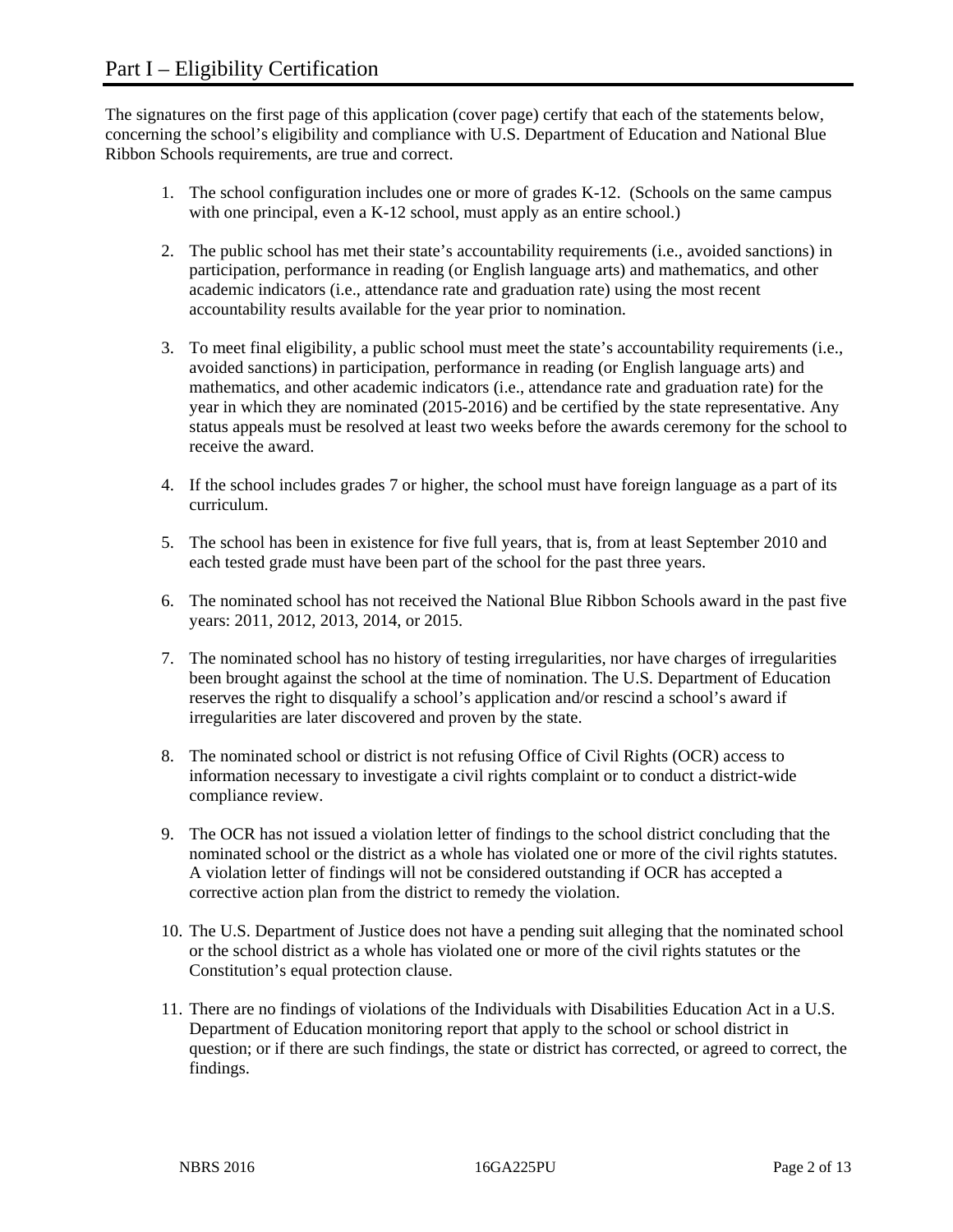# Part I – Eligibility Certification

The signatures on the first page of this application (cover page) certify that each of the statements below, concerning the school's eligibility and compliance with U.S. Department of Education and National Blue Ribbon Schools requirements, are true and correct.

1. The school configuration includes one or more of grades K-12. (Schools on the same campus with one principal, even a K-12 school, must apply as an entire school.)

2. The public school has met their state's accountability requirements (i.e., avoided sanctions) in participation, performance in reading (or English language arts) and mathematics, and other academic indicators (i.e., attendance rate and graduation rate) using the most recent accountability results available for the year prior to nomination.

3. To meet final eligibility, a public school must meet the state's accountability requirements (i.e., avoided sanctions) in participation, performance in reading (or English language arts) and mathematics, and other academic indicators (i.e., attendance rate and graduation rate) for the year in which they are nominated (2015-2016) and be certified by the state representative. Any status appeals must be resolved at least two weeks before the awards ceremony for the school to receive the award.

4. If the school includes grades 7 or higher, the school must have foreign language as a part of its curriculum.

5. The school has been in existence for five full years, that is, from at least September 2010 and each tested grade must have been part of the school for the past three years.

6. The nominated school has not received the National Blue Ribbon Schools award in the past five years: 2011, 2012, 2013, 2014, or 2015.

7. The nominated school has no history of testing irregularities, nor have charges of irregularities been brought against the school at the time of nomination. The U.S. Department of Education reserves the right to disqualify a school's application and/or rescind a school's award if irregularities are later discovered and proven by the state.

8. The nominated school or district is not refusing Office of Civil Rights (OCR) access to information necessary to investigate a civil rights complaint or to conduct a district-wide compliance review.

9. The OCR has not issued a violation letter of findings to the school district concluding that the nominated school or the district as a whole has violated one or more of the civil rights statutes. A violation letter of findings will not be considered outstanding if OCR has accepted a corrective action plan from the district to remedy the violation.

10. The U.S. Department of Justice does not have a pending suit alleging that the nominated school or the school district as a whole has violated one or more of the civil rights statutes or the Constitution's equal protection clause.

11. There are no findings of violations of the Individuals with Disabilities Education Act in a U.S. Department of Education monitoring report that apply to the school or school district in question; or if there are such findings, the state or district has corrected, or agreed to correct, the findings.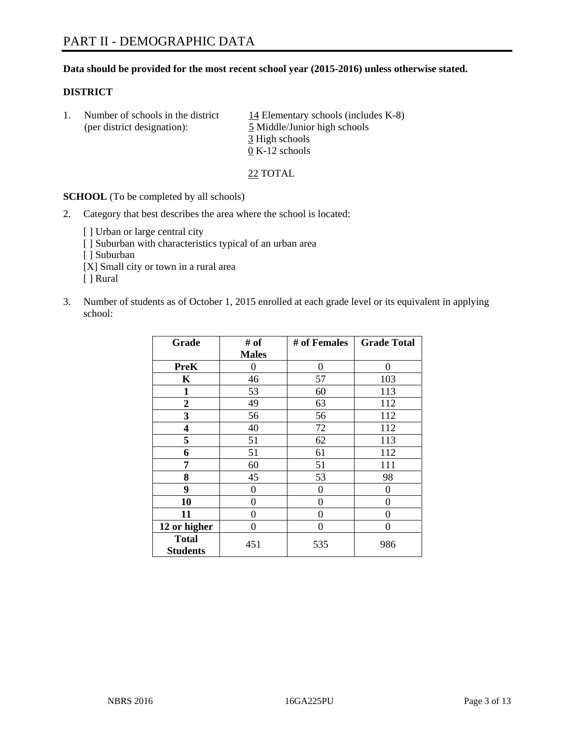# PART II - DEMOGRAPHIC DATA

**Data should be provided for the most recent school year (2015-2016) unless otherwise stated.**

**DISTRICT**

1. Number of schools in the district (per district designation):
   14 Elementary schools (includes K-8)
   5 Middle/Junior high schools
   3 High schools
   0 K-12 schools

   22 TOTAL

**SCHOOL** (To be completed by all schools)

2. Category that best describes the area where the school is located:

   [ ] Urban or large central city
   [ ] Suburban with characteristics typical of an urban area
   [ ] Suburban
   [X] Small city or town in a rural area
   [ ] Rural

3. Number of students as of October 1, 2015 enrolled at each grade level or its equivalent in applying school:

| Grade | # of Males | # of Females | Grade Total |
|---|---|---|---|
| **PreK** | 0 | 0 | 0 |
| **K** | 46 | 57 | 103 |
| **1** | 53 | 60 | 113 |
| **2** | 49 | 63 | 112 |
| **3** | 56 | 56 | 112 |
| **4** | 40 | 72 | 112 |
| **5** | 51 | 62 | 113 |
| **6** | 51 | 61 | 112 |
| **7** | 60 | 51 | 111 |
| **8** | 45 | 53 | 98 |
| **9** | 0 | 0 | 0 |
| **10** | 0 | 0 | 0 |
| **11** | 0 | 0 | 0 |
| **12 or higher** | 0 | 0 | 0 |
| **Total Students** | 451 | 535 | 986 |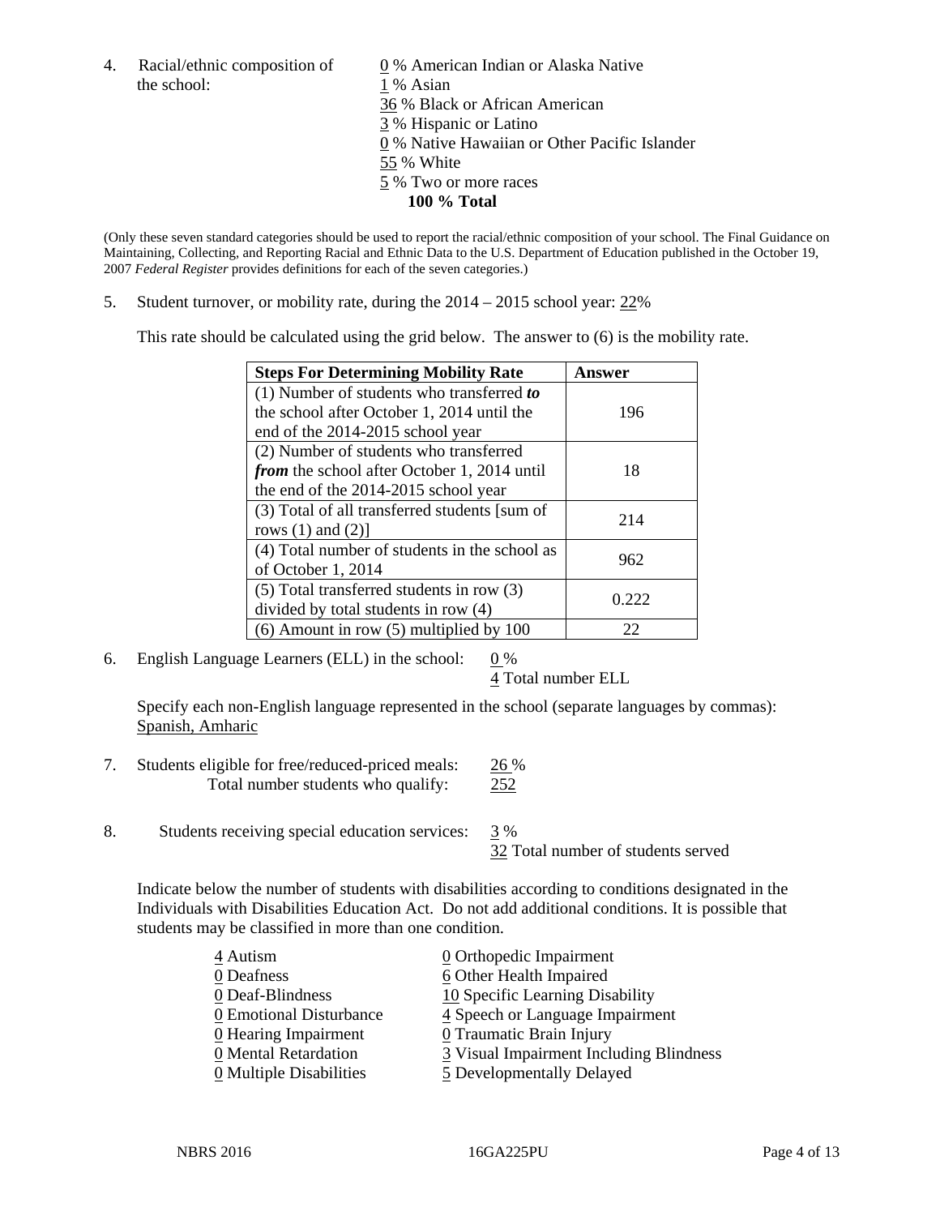4. Racial/ethnic composition of the school:

0 % American Indian or Alaska Native
1 % Asian
36 % Black or African American
3 % Hispanic or Latino
0 % Native Hawaiian or Other Pacific Islander
55 % White
5 % Two or more races
**100 % Total**

(Only these seven standard categories should be used to report the racial/ethnic composition of your school. The Final Guidance on Maintaining, Collecting, and Reporting Racial and Ethnic Data to the U.S. Department of Education published in the October 19, 2007 *Federal Register* provides definitions for each of the seven categories.)

5. Student turnover, or mobility rate, during the 2014 – 2015 school year: 22%

This rate should be calculated using the grid below. The answer to (6) is the mobility rate.

| **Steps For Determining Mobility Rate** | **Answer** |
|---|---|
| (1) Number of students who transferred ***to*** the school after October 1, 2014 until the end of the 2014-2015 school year | 196 |
| (2) Number of students who transferred ***from*** the school after October 1, 2014 until the end of the 2014-2015 school year | 18 |
| (3) Total of all transferred students [sum of rows (1) and (2)] | 214 |
| (4) Total number of students in the school as of October 1, 2014 | 962 |
| (5) Total transferred students in row (3) divided by total students in row (4) | 0.222 |
| (6) Amount in row (5) multiplied by 100 | 22 |

6. English Language Learners (ELL) in the school: 0 %
4 Total number ELL

Specify each non-English language represented in the school (separate languages by commas):
Spanish, Amharic

7. Students eligible for free/reduced-priced meals: 26 %
Total number students who qualify: 252

8. Students receiving special education services: 3 %
32 Total number of students served

Indicate below the number of students with disabilities according to conditions designated in the Individuals with Disabilities Education Act. Do not add additional conditions. It is possible that students may be classified in more than one condition.

4 Autism
0 Deafness
0 Deaf-Blindness
0 Emotional Disturbance
0 Hearing Impairment
0 Mental Retardation
0 Multiple Disabilities
0 Orthopedic Impairment
6 Other Health Impaired
10 Specific Learning Disability
4 Speech or Language Impairment
0 Traumatic Brain Injury
3 Visual Impairment Including Blindness
5 Developmentally Delayed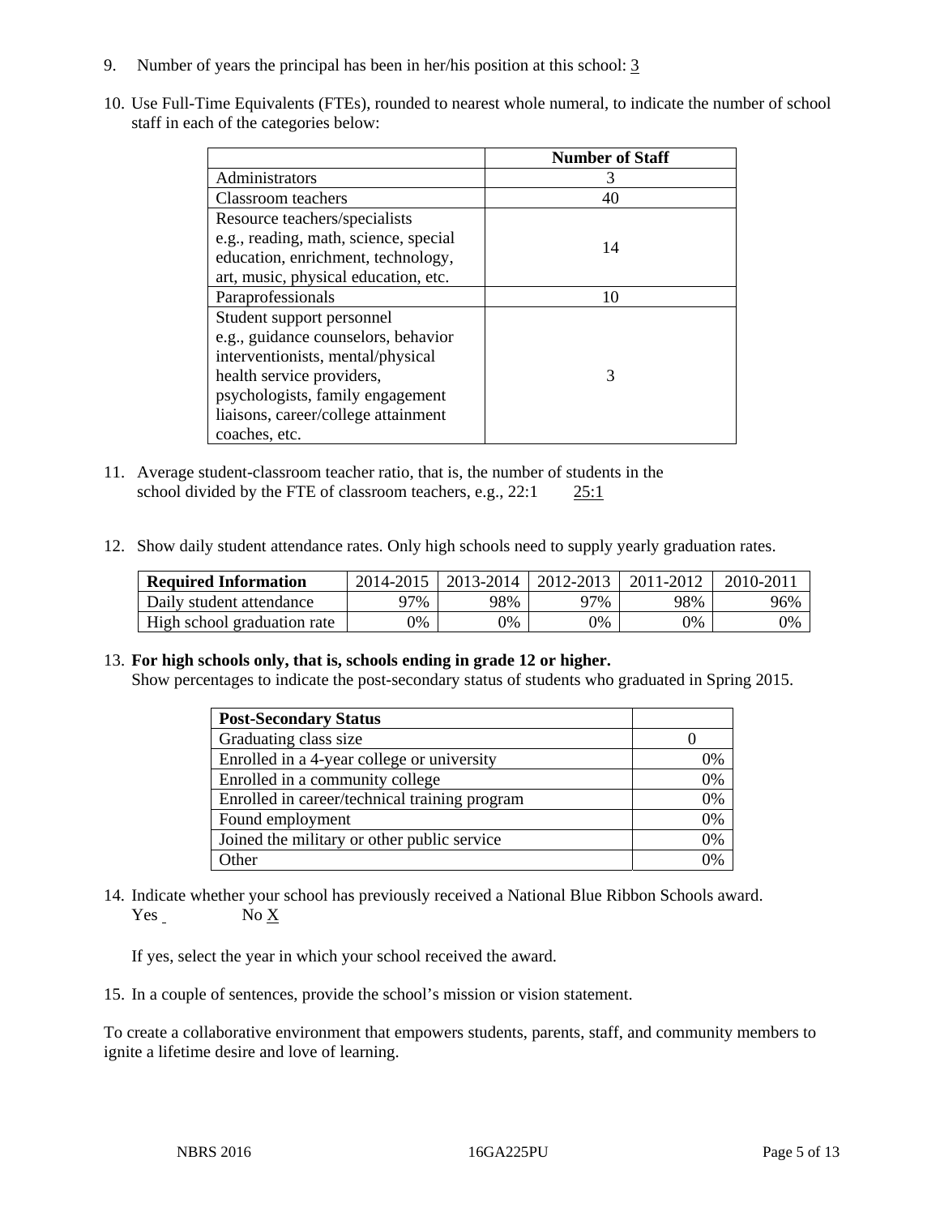9. Number of years the principal has been in her/his position at this school: 3

10. Use Full-Time Equivalents (FTEs), rounded to nearest whole numeral, to indicate the number of school staff in each of the categories below:

| | Number of Staff |
|---|---|
| Administrators | 3 |
| Classroom teachers | 40 |
| Resource teachers/specialists e.g., reading, math, science, special education, enrichment, technology, art, music, physical education, etc. | 14 |
| Paraprofessionals | 10 |
| Student support personnel e.g., guidance counselors, behavior interventionists, mental/physical health service providers, psychologists, family engagement liaisons, career/college attainment coaches, etc. | 3 |

11. Average student-classroom teacher ratio, that is, the number of students in the school divided by the FTE of classroom teachers, e.g., 22:1     25:1

12. Show daily student attendance rates. Only high schools need to supply yearly graduation rates.

| Required Information | 2014-2015 | 2013-2014 | 2012-2013 | 2011-2012 | 2010-2011 |
|---|---|---|---|---|---|
| Daily student attendance | 97% | 98% | 97% | 98% | 96% |
| High school graduation rate | 0% | 0% | 0% | 0% | 0% |

13. **For high schools only, that is, schools ending in grade 12 or higher.**
Show percentages to indicate the post-secondary status of students who graduated in Spring 2015.

| Post-Secondary Status | |
|---|---|
| Graduating class size | 0 |
| Enrolled in a 4-year college or university | 0% |
| Enrolled in a community college | 0% |
| Enrolled in career/technical training program | 0% |
| Found employment | 0% |
| Joined the military or other public service | 0% |
| Other | 0% |

14. Indicate whether your school has previously received a National Blue Ribbon Schools award.
Yes      No X

If yes, select the year in which your school received the award.

15. In a couple of sentences, provide the school's mission or vision statement.

To create a collaborative environment that empowers students, parents, staff, and community members to ignite a lifetime desire and love of learning.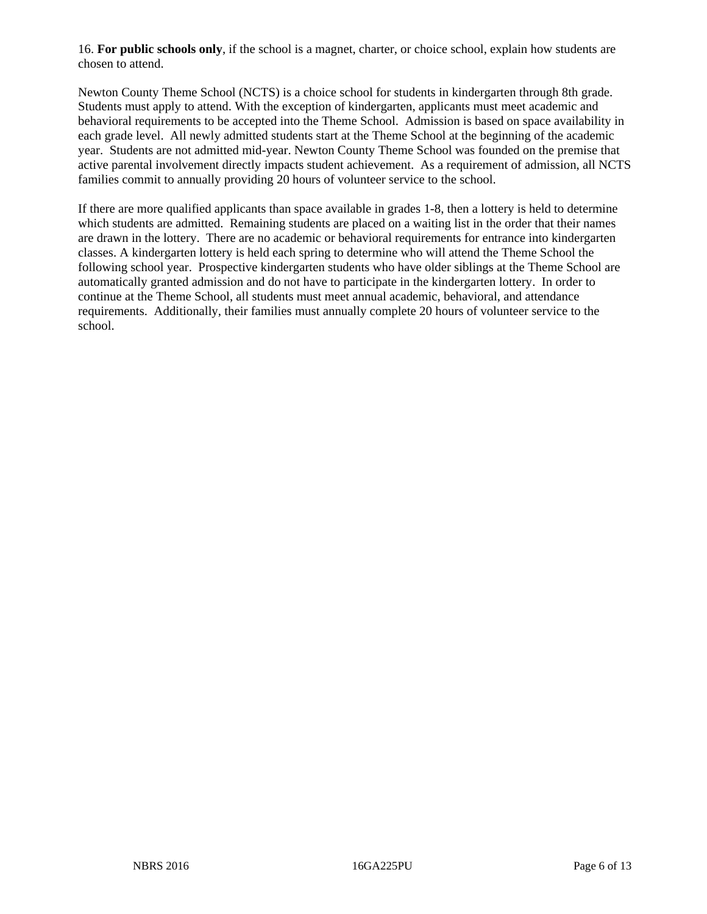16. **For public schools only**, if the school is a magnet, charter, or choice school, explain how students are chosen to attend.

Newton County Theme School (NCTS) is a choice school for students in kindergarten through 8th grade. Students must apply to attend. With the exception of kindergarten, applicants must meet academic and behavioral requirements to be accepted into the Theme School. Admission is based on space availability in each grade level. All newly admitted students start at the Theme School at the beginning of the academic year. Students are not admitted mid-year. Newton County Theme School was founded on the premise that active parental involvement directly impacts student achievement. As a requirement of admission, all NCTS families commit to annually providing 20 hours of volunteer service to the school.

If there are more qualified applicants than space available in grades 1-8, then a lottery is held to determine which students are admitted. Remaining students are placed on a waiting list in the order that their names are drawn in the lottery. There are no academic or behavioral requirements for entrance into kindergarten classes. A kindergarten lottery is held each spring to determine who will attend the Theme School the following school year. Prospective kindergarten students who have older siblings at the Theme School are automatically granted admission and do not have to participate in the kindergarten lottery. In order to continue at the Theme School, all students must meet annual academic, behavioral, and attendance requirements. Additionally, their families must annually complete 20 hours of volunteer service to the school.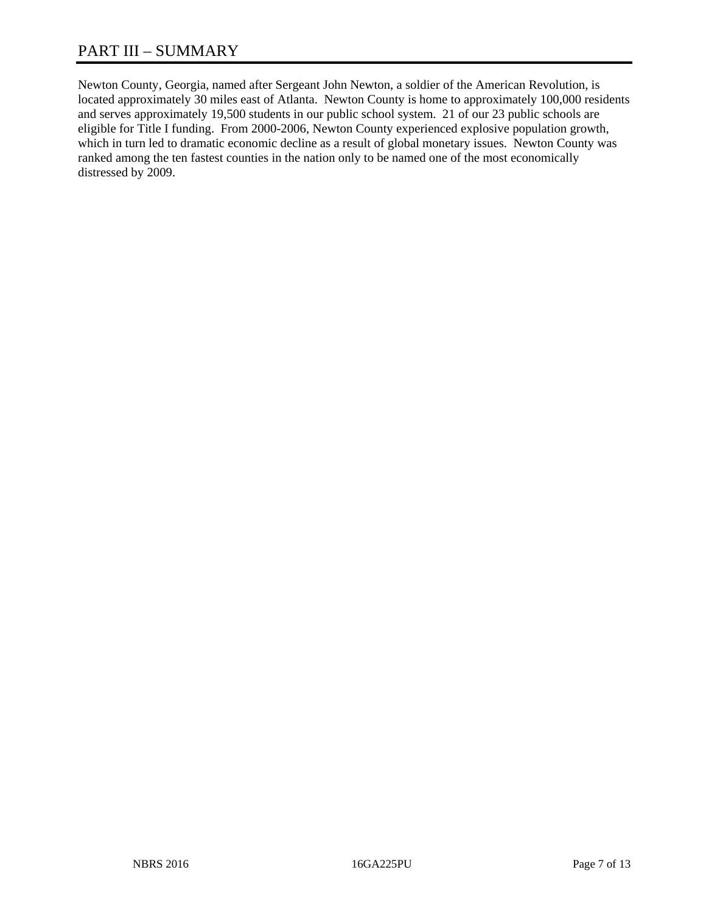# PART III – SUMMARY

Newton County, Georgia, named after Sergeant John Newton, a soldier of the American Revolution, is located approximately 30 miles east of Atlanta. Newton County is home to approximately 100,000 residents and serves approximately 19,500 students in our public school system. 21 of our 23 public schools are eligible for Title I funding. From 2000-2006, Newton County experienced explosive population growth, which in turn led to dramatic economic decline as a result of global monetary issues. Newton County was ranked among the ten fastest counties in the nation only to be named one of the most economically distressed by 2009.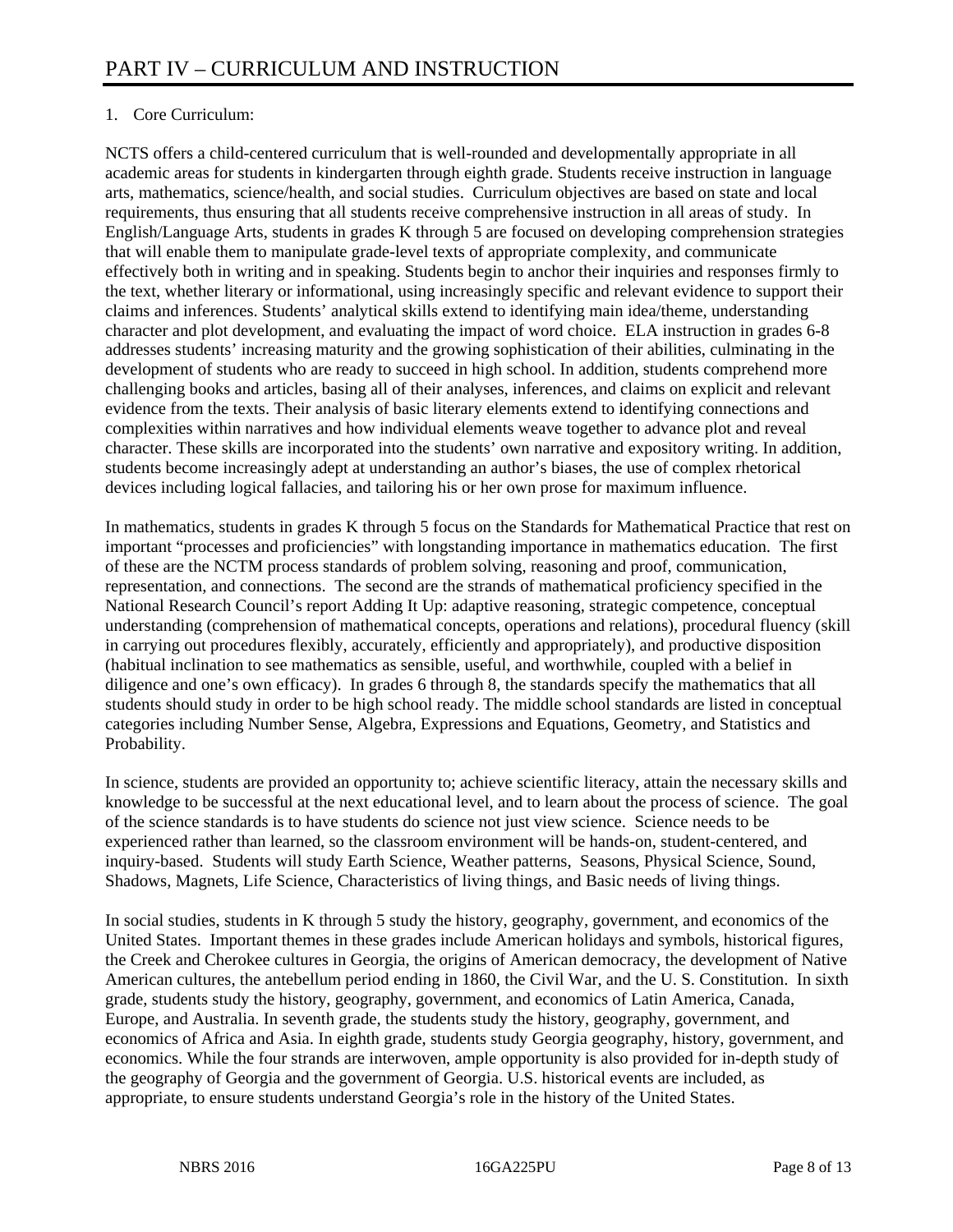# PART IV – CURRICULUM AND INSTRUCTION

1. Core Curriculum:

NCTS offers a child-centered curriculum that is well-rounded and developmentally appropriate in all academic areas for students in kindergarten through eighth grade. Students receive instruction in language arts, mathematics, science/health, and social studies. Curriculum objectives are based on state and local requirements, thus ensuring that all students receive comprehensive instruction in all areas of study. In English/Language Arts, students in grades K through 5 are focused on developing comprehension strategies that will enable them to manipulate grade-level texts of appropriate complexity, and communicate effectively both in writing and in speaking. Students begin to anchor their inquiries and responses firmly to the text, whether literary or informational, using increasingly specific and relevant evidence to support their claims and inferences. Students' analytical skills extend to identifying main idea/theme, understanding character and plot development, and evaluating the impact of word choice. ELA instruction in grades 6-8 addresses students' increasing maturity and the growing sophistication of their abilities, culminating in the development of students who are ready to succeed in high school. In addition, students comprehend more challenging books and articles, basing all of their analyses, inferences, and claims on explicit and relevant evidence from the texts. Their analysis of basic literary elements extend to identifying connections and complexities within narratives and how individual elements weave together to advance plot and reveal character. These skills are incorporated into the students' own narrative and expository writing. In addition, students become increasingly adept at understanding an author's biases, the use of complex rhetorical devices including logical fallacies, and tailoring his or her own prose for maximum influence.

In mathematics, students in grades K through 5 focus on the Standards for Mathematical Practice that rest on important "processes and proficiencies" with longstanding importance in mathematics education. The first of these are the NCTM process standards of problem solving, reasoning and proof, communication, representation, and connections. The second are the strands of mathematical proficiency specified in the National Research Council's report Adding It Up: adaptive reasoning, strategic competence, conceptual understanding (comprehension of mathematical concepts, operations and relations), procedural fluency (skill in carrying out procedures flexibly, accurately, efficiently and appropriately), and productive disposition (habitual inclination to see mathematics as sensible, useful, and worthwhile, coupled with a belief in diligence and one's own efficacy). In grades 6 through 8, the standards specify the mathematics that all students should study in order to be high school ready. The middle school standards are listed in conceptual categories including Number Sense, Algebra, Expressions and Equations, Geometry, and Statistics and Probability.

In science, students are provided an opportunity to; achieve scientific literacy, attain the necessary skills and knowledge to be successful at the next educational level, and to learn about the process of science. The goal of the science standards is to have students do science not just view science. Science needs to be experienced rather than learned, so the classroom environment will be hands-on, student-centered, and inquiry-based. Students will study Earth Science, Weather patterns, Seasons, Physical Science, Sound, Shadows, Magnets, Life Science, Characteristics of living things, and Basic needs of living things.

In social studies, students in K through 5 study the history, geography, government, and economics of the United States. Important themes in these grades include American holidays and symbols, historical figures, the Creek and Cherokee cultures in Georgia, the origins of American democracy, the development of Native American cultures, the antebellum period ending in 1860, the Civil War, and the U. S. Constitution. In sixth grade, students study the history, geography, government, and economics of Latin America, Canada, Europe, and Australia. In seventh grade, the students study the history, geography, government, and economics of Africa and Asia. In eighth grade, students study Georgia geography, history, government, and economics. While the four strands are interwoven, ample opportunity is also provided for in-depth study of the geography of Georgia and the government of Georgia. U.S. historical events are included, as appropriate, to ensure students understand Georgia's role in the history of the United States.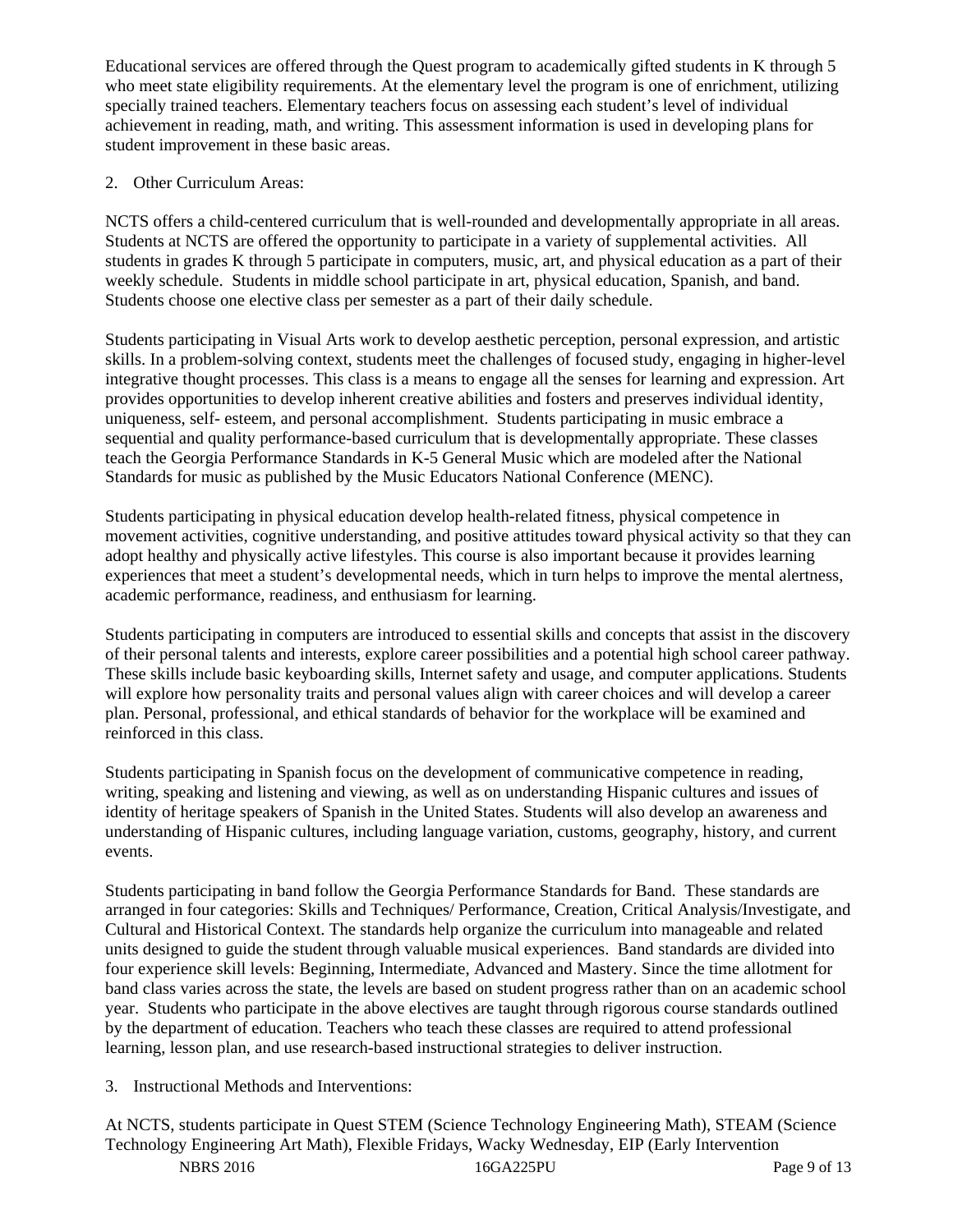Educational services are offered through the Quest program to academically gifted students in K through 5 who meet state eligibility requirements. At the elementary level the program is one of enrichment, utilizing specially trained teachers. Elementary teachers focus on assessing each student's level of individual achievement in reading, math, and writing. This assessment information is used in developing plans for student improvement in these basic areas.

2. Other Curriculum Areas:

NCTS offers a child-centered curriculum that is well-rounded and developmentally appropriate in all areas. Students at NCTS are offered the opportunity to participate in a variety of supplemental activities. All students in grades K through 5 participate in computers, music, art, and physical education as a part of their weekly schedule. Students in middle school participate in art, physical education, Spanish, and band. Students choose one elective class per semester as a part of their daily schedule.

Students participating in Visual Arts work to develop aesthetic perception, personal expression, and artistic skills. In a problem-solving context, students meet the challenges of focused study, engaging in higher-level integrative thought processes. This class is a means to engage all the senses for learning and expression. Art provides opportunities to develop inherent creative abilities and fosters and preserves individual identity, uniqueness, self- esteem, and personal accomplishment. Students participating in music embrace a sequential and quality performance-based curriculum that is developmentally appropriate. These classes teach the Georgia Performance Standards in K-5 General Music which are modeled after the National Standards for music as published by the Music Educators National Conference (MENC).

Students participating in physical education develop health-related fitness, physical competence in movement activities, cognitive understanding, and positive attitudes toward physical activity so that they can adopt healthy and physically active lifestyles. This course is also important because it provides learning experiences that meet a student's developmental needs, which in turn helps to improve the mental alertness, academic performance, readiness, and enthusiasm for learning.

Students participating in computers are introduced to essential skills and concepts that assist in the discovery of their personal talents and interests, explore career possibilities and a potential high school career pathway. These skills include basic keyboarding skills, Internet safety and usage, and computer applications. Students will explore how personality traits and personal values align with career choices and will develop a career plan. Personal, professional, and ethical standards of behavior for the workplace will be examined and reinforced in this class.

Students participating in Spanish focus on the development of communicative competence in reading, writing, speaking and listening and viewing, as well as on understanding Hispanic cultures and issues of identity of heritage speakers of Spanish in the United States. Students will also develop an awareness and understanding of Hispanic cultures, including language variation, customs, geography, history, and current events.

Students participating in band follow the Georgia Performance Standards for Band. These standards are arranged in four categories: Skills and Techniques/ Performance, Creation, Critical Analysis/Investigate, and Cultural and Historical Context. The standards help organize the curriculum into manageable and related units designed to guide the student through valuable musical experiences. Band standards are divided into four experience skill levels: Beginning, Intermediate, Advanced and Mastery. Since the time allotment for band class varies across the state, the levels are based on student progress rather than on an academic school year. Students who participate in the above electives are taught through rigorous course standards outlined by the department of education. Teachers who teach these classes are required to attend professional learning, lesson plan, and use research-based instructional strategies to deliver instruction.

3. Instructional Methods and Interventions:

At NCTS, students participate in Quest STEM (Science Technology Engineering Math), STEAM (Science Technology Engineering Art Math), Flexible Fridays, Wacky Wednesday, EIP (Early Intervention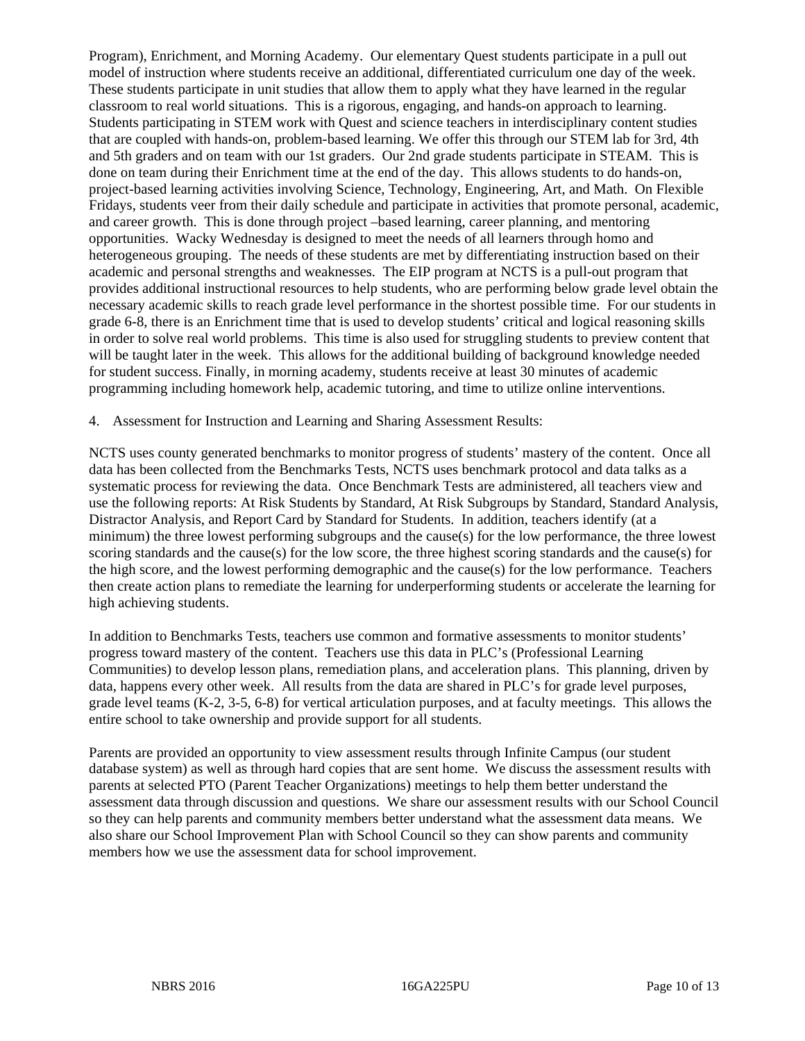Program), Enrichment, and Morning Academy. Our elementary Quest students participate in a pull out model of instruction where students receive an additional, differentiated curriculum one day of the week. These students participate in unit studies that allow them to apply what they have learned in the regular classroom to real world situations. This is a rigorous, engaging, and hands-on approach to learning. Students participating in STEM work with Quest and science teachers in interdisciplinary content studies that are coupled with hands-on, problem-based learning. We offer this through our STEM lab for 3rd, 4th and 5th graders and on team with our 1st graders. Our 2nd grade students participate in STEAM. This is done on team during their Enrichment time at the end of the day. This allows students to do hands-on, project-based learning activities involving Science, Technology, Engineering, Art, and Math. On Flexible Fridays, students veer from their daily schedule and participate in activities that promote personal, academic, and career growth. This is done through project –based learning, career planning, and mentoring opportunities. Wacky Wednesday is designed to meet the needs of all learners through homo and heterogeneous grouping. The needs of these students are met by differentiating instruction based on their academic and personal strengths and weaknesses. The EIP program at NCTS is a pull-out program that provides additional instructional resources to help students, who are performing below grade level obtain the necessary academic skills to reach grade level performance in the shortest possible time. For our students in grade 6-8, there is an Enrichment time that is used to develop students' critical and logical reasoning skills in order to solve real world problems. This time is also used for struggling students to preview content that will be taught later in the week. This allows for the additional building of background knowledge needed for student success. Finally, in morning academy, students receive at least 30 minutes of academic programming including homework help, academic tutoring, and time to utilize online interventions.

4. Assessment for Instruction and Learning and Sharing Assessment Results:

NCTS uses county generated benchmarks to monitor progress of students' mastery of the content. Once all data has been collected from the Benchmarks Tests, NCTS uses benchmark protocol and data talks as a systematic process for reviewing the data. Once Benchmark Tests are administered, all teachers view and use the following reports: At Risk Students by Standard, At Risk Subgroups by Standard, Standard Analysis, Distractor Analysis, and Report Card by Standard for Students. In addition, teachers identify (at a minimum) the three lowest performing subgroups and the cause(s) for the low performance, the three lowest scoring standards and the cause(s) for the low score, the three highest scoring standards and the cause(s) for the high score, and the lowest performing demographic and the cause(s) for the low performance. Teachers then create action plans to remediate the learning for underperforming students or accelerate the learning for high achieving students.

In addition to Benchmarks Tests, teachers use common and formative assessments to monitor students' progress toward mastery of the content. Teachers use this data in PLC's (Professional Learning Communities) to develop lesson plans, remediation plans, and acceleration plans. This planning, driven by data, happens every other week. All results from the data are shared in PLC's for grade level purposes, grade level teams (K-2, 3-5, 6-8) for vertical articulation purposes, and at faculty meetings. This allows the entire school to take ownership and provide support for all students.

Parents are provided an opportunity to view assessment results through Infinite Campus (our student database system) as well as through hard copies that are sent home. We discuss the assessment results with parents at selected PTO (Parent Teacher Organizations) meetings to help them better understand the assessment data through discussion and questions. We share our assessment results with our School Council so they can help parents and community members better understand what the assessment data means. We also share our School Improvement Plan with School Council so they can show parents and community members how we use the assessment data for school improvement.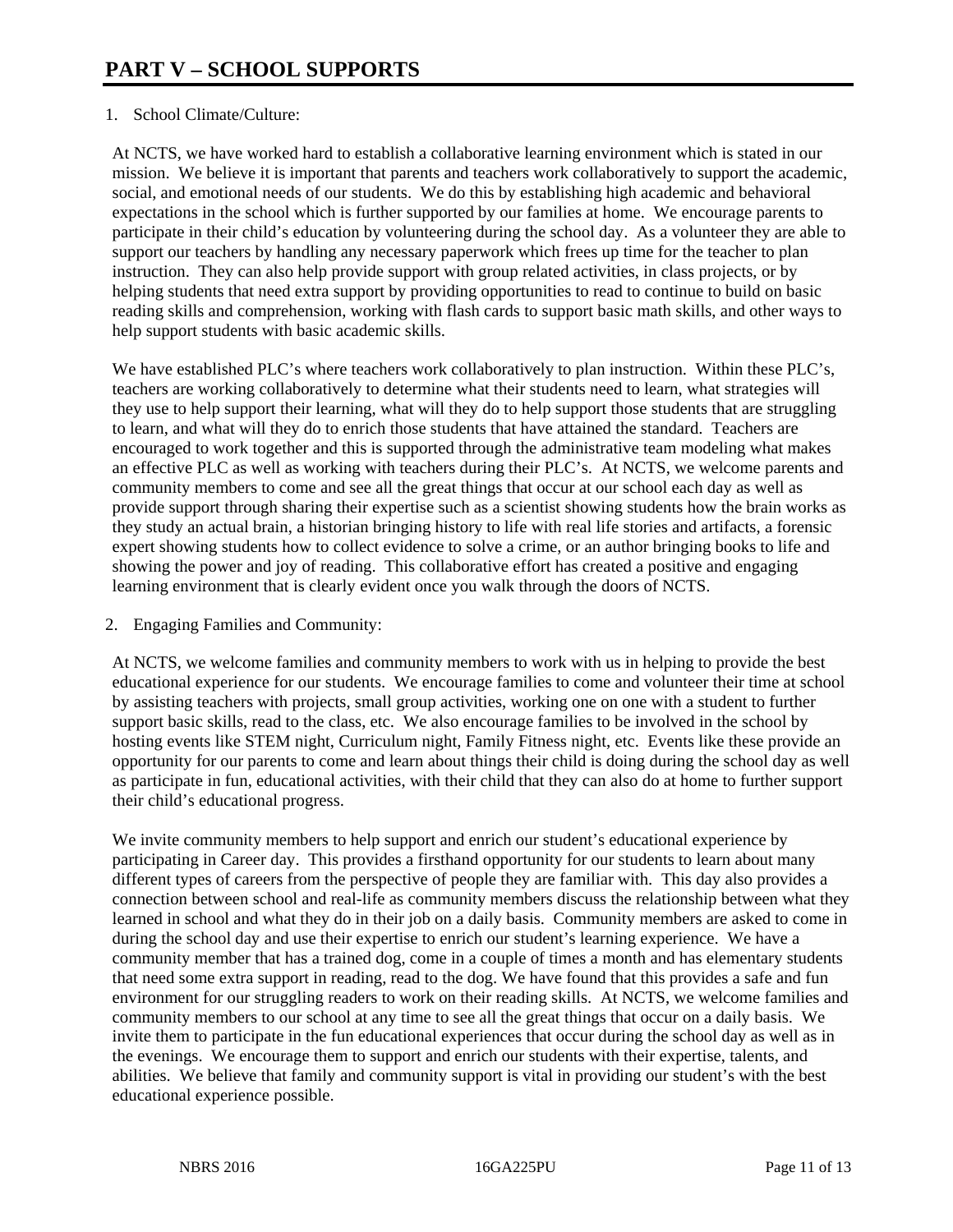# PART V – SCHOOL SUPPORTS

1. School Climate/Culture:

At NCTS, we have worked hard to establish a collaborative learning environment which is stated in our mission. We believe it is important that parents and teachers work collaboratively to support the academic, social, and emotional needs of our students. We do this by establishing high academic and behavioral expectations in the school which is further supported by our families at home. We encourage parents to participate in their child's education by volunteering during the school day. As a volunteer they are able to support our teachers by handling any necessary paperwork which frees up time for the teacher to plan instruction. They can also help provide support with group related activities, in class projects, or by helping students that need extra support by providing opportunities to read to continue to build on basic reading skills and comprehension, working with flash cards to support basic math skills, and other ways to help support students with basic academic skills.

We have established PLC's where teachers work collaboratively to plan instruction. Within these PLC's, teachers are working collaboratively to determine what their students need to learn, what strategies will they use to help support their learning, what will they do to help support those students that are struggling to learn, and what will they do to enrich those students that have attained the standard. Teachers are encouraged to work together and this is supported through the administrative team modeling what makes an effective PLC as well as working with teachers during their PLC's. At NCTS, we welcome parents and community members to come and see all the great things that occur at our school each day as well as provide support through sharing their expertise such as a scientist showing students how the brain works as they study an actual brain, a historian bringing history to life with real life stories and artifacts, a forensic expert showing students how to collect evidence to solve a crime, or an author bringing books to life and showing the power and joy of reading. This collaborative effort has created a positive and engaging learning environment that is clearly evident once you walk through the doors of NCTS.

2. Engaging Families and Community:

At NCTS, we welcome families and community members to work with us in helping to provide the best educational experience for our students. We encourage families to come and volunteer their time at school by assisting teachers with projects, small group activities, working one on one with a student to further support basic skills, read to the class, etc. We also encourage families to be involved in the school by hosting events like STEM night, Curriculum night, Family Fitness night, etc. Events like these provide an opportunity for our parents to come and learn about things their child is doing during the school day as well as participate in fun, educational activities, with their child that they can also do at home to further support their child's educational progress.

We invite community members to help support and enrich our student's educational experience by participating in Career day. This provides a firsthand opportunity for our students to learn about many different types of careers from the perspective of people they are familiar with. This day also provides a connection between school and real-life as community members discuss the relationship between what they learned in school and what they do in their job on a daily basis. Community members are asked to come in during the school day and use their expertise to enrich our student's learning experience. We have a community member that has a trained dog, come in a couple of times a month and has elementary students that need some extra support in reading, read to the dog. We have found that this provides a safe and fun environment for our struggling readers to work on their reading skills. At NCTS, we welcome families and community members to our school at any time to see all the great things that occur on a daily basis. We invite them to participate in the fun educational experiences that occur during the school day as well as in the evenings. We encourage them to support and enrich our students with their expertise, talents, and abilities. We believe that family and community support is vital in providing our student's with the best educational experience possible.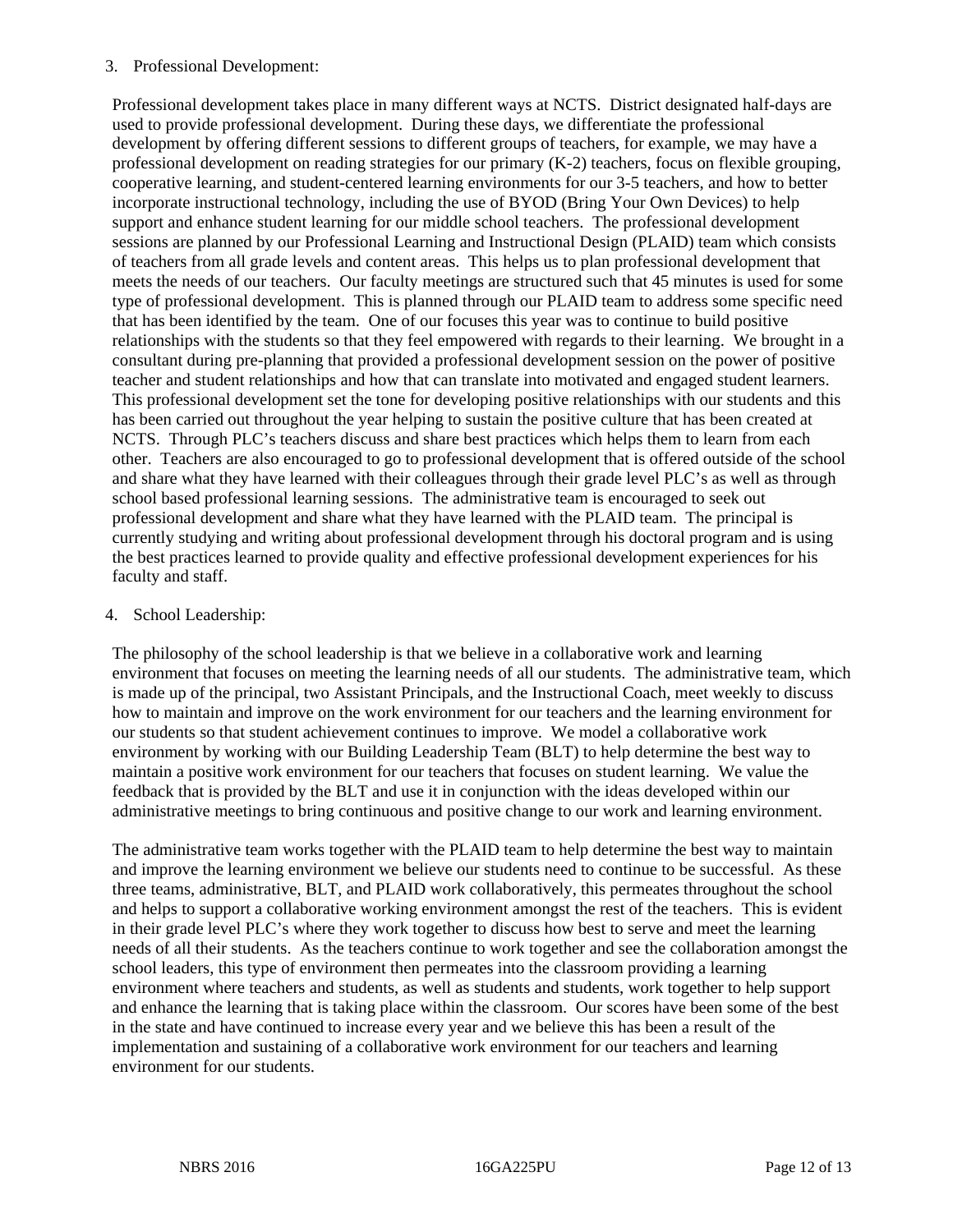3. Professional Development:

Professional development takes place in many different ways at NCTS. District designated half-days are used to provide professional development. During these days, we differentiate the professional development by offering different sessions to different groups of teachers, for example, we may have a professional development on reading strategies for our primary (K-2) teachers, focus on flexible grouping, cooperative learning, and student-centered learning environments for our 3-5 teachers, and how to better incorporate instructional technology, including the use of BYOD (Bring Your Own Devices) to help support and enhance student learning for our middle school teachers. The professional development sessions are planned by our Professional Learning and Instructional Design (PLAID) team which consists of teachers from all grade levels and content areas. This helps us to plan professional development that meets the needs of our teachers. Our faculty meetings are structured such that 45 minutes is used for some type of professional development. This is planned through our PLAID team to address some specific need that has been identified by the team. One of our focuses this year was to continue to build positive relationships with the students so that they feel empowered with regards to their learning. We brought in a consultant during pre-planning that provided a professional development session on the power of positive teacher and student relationships and how that can translate into motivated and engaged student learners. This professional development set the tone for developing positive relationships with our students and this has been carried out throughout the year helping to sustain the positive culture that has been created at NCTS. Through PLC's teachers discuss and share best practices which helps them to learn from each other. Teachers are also encouraged to go to professional development that is offered outside of the school and share what they have learned with their colleagues through their grade level PLC's as well as through school based professional learning sessions. The administrative team is encouraged to seek out professional development and share what they have learned with the PLAID team. The principal is currently studying and writing about professional development through his doctoral program and is using the best practices learned to provide quality and effective professional development experiences for his faculty and staff.

4. School Leadership:

The philosophy of the school leadership is that we believe in a collaborative work and learning environment that focuses on meeting the learning needs of all our students. The administrative team, which is made up of the principal, two Assistant Principals, and the Instructional Coach, meet weekly to discuss how to maintain and improve on the work environment for our teachers and the learning environment for our students so that student achievement continues to improve. We model a collaborative work environment by working with our Building Leadership Team (BLT) to help determine the best way to maintain a positive work environment for our teachers that focuses on student learning. We value the feedback that is provided by the BLT and use it in conjunction with the ideas developed within our administrative meetings to bring continuous and positive change to our work and learning environment.

The administrative team works together with the PLAID team to help determine the best way to maintain and improve the learning environment we believe our students need to continue to be successful. As these three teams, administrative, BLT, and PLAID work collaboratively, this permeates throughout the school and helps to support a collaborative working environment amongst the rest of the teachers. This is evident in their grade level PLC's where they work together to discuss how best to serve and meet the learning needs of all their students. As the teachers continue to work together and see the collaboration amongst the school leaders, this type of environment then permeates into the classroom providing a learning environment where teachers and students, as well as students and students, work together to help support and enhance the learning that is taking place within the classroom. Our scores have been some of the best in the state and have continued to increase every year and we believe this has been a result of the implementation and sustaining of a collaborative work environment for our teachers and learning environment for our students.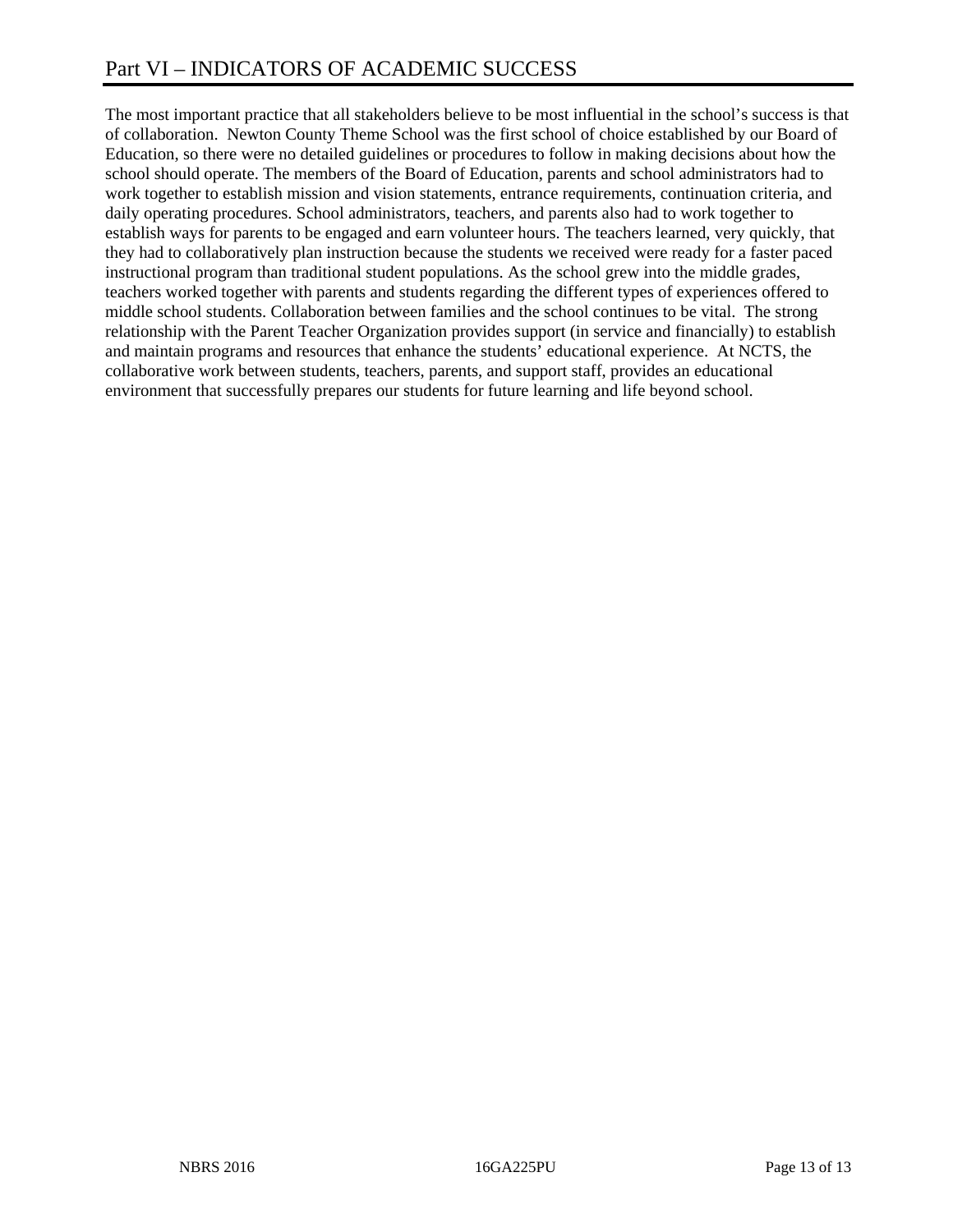# Part VI – INDICATORS OF ACADEMIC SUCCESS

The most important practice that all stakeholders believe to be most influential in the school's success is that of collaboration. Newton County Theme School was the first school of choice established by our Board of Education, so there were no detailed guidelines or procedures to follow in making decisions about how the school should operate. The members of the Board of Education, parents and school administrators had to work together to establish mission and vision statements, entrance requirements, continuation criteria, and daily operating procedures. School administrators, teachers, and parents also had to work together to establish ways for parents to be engaged and earn volunteer hours. The teachers learned, very quickly, that they had to collaboratively plan instruction because the students we received were ready for a faster paced instructional program than traditional student populations. As the school grew into the middle grades, teachers worked together with parents and students regarding the different types of experiences offered to middle school students. Collaboration between families and the school continues to be vital. The strong relationship with the Parent Teacher Organization provides support (in service and financially) to establish and maintain programs and resources that enhance the students' educational experience. At NCTS, the collaborative work between students, teachers, parents, and support staff, provides an educational environment that successfully prepares our students for future learning and life beyond school.